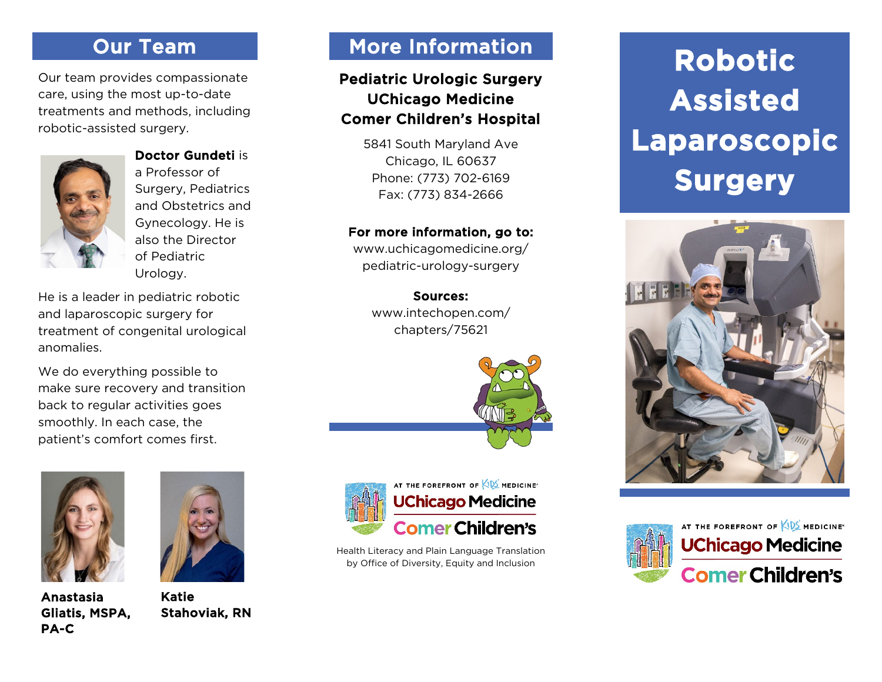## Our Team

Our team provides compassionate care, using the most up-to-date treatments and methods, including robotic-assisted surgery.

**Doctor Gundeti** is a Professor of Surgery, Pediatrics and Obstetrics and Gynecology. He is also the Director of Pediatric Urology.

He is a leader in pediatric robotic and laparoscopic surgery for treatment of congenital urological anomalies.

We do everything possible to make sure recovery and transition back to regular activities goes smoothly. In each case, the patient's comfort comes first.

**Anastasia Gliatis, MSPA, PA-C**

**Katie Stahoviak, RN**

## More Information

**Pediatric Urologic Surgery**
**UChicago Medicine**
**Comer Children's Hospital**

5841 South Maryland Ave
Chicago, IL 60637
Phone: (773) 702-6169
Fax: (773) 834-2666

**For more information, go to:**
www.uchicagomedicine.org/pediatric-urology-surgery

**Sources:**
www.intechopen.com/chapters/75621

AT THE FOREFRONT OF KIDS' MEDICINE
UChicago Medicine
Comer Children's

Health Literacy and Plain Language Translation by Office of Diversity, Equity and Inclusion

# Robotic Assisted Laparoscopic Surgery

AT THE FOREFRONT OF KIDS' MEDICINE
UChicago Medicine
Comer Children's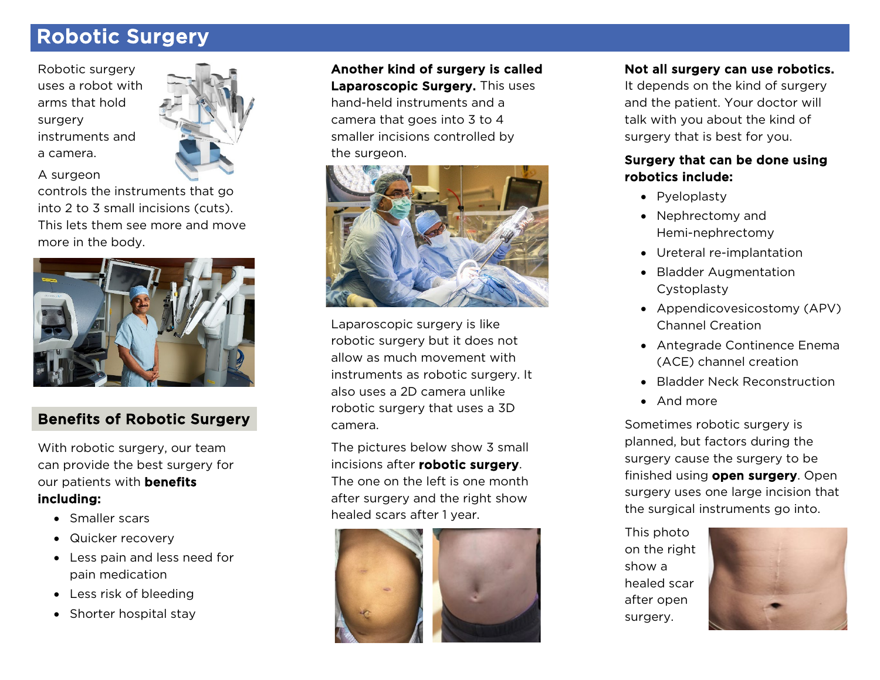# Robotic Surgery

Robotic surgery uses a robot with arms that hold surgery instruments and a camera.

A surgeon controls the instruments that go into 2 to 3 small incisions (cuts). This lets them see more and move more in the body.

## Benefits of Robotic Surgery

With robotic surgery, our team can provide the best surgery for our patients with **benefits including:**

- Smaller scars
- Quicker recovery
- Less pain and less need for pain medication
- Less risk of bleeding
- Shorter hospital stay

**Another kind of surgery is called Laparoscopic Surgery.** This uses hand-held instruments and a camera that goes into 3 to 4 smaller incisions controlled by the surgeon.

Laparoscopic surgery is like robotic surgery but it does not allow as much movement with instruments as robotic surgery. It also uses a 2D camera unlike robotic surgery that uses a 3D camera.

The pictures below show 3 small incisions after **robotic surgery**. The one on the left is one month after surgery and the right show healed scars after 1 year.

**Not all surgery can use robotics.** It depends on the kind of surgery and the patient. Your doctor will talk with you about the kind of surgery that is best for you.

**Surgery that can be done using robotics include:**

- Pyeloplasty
- Nephrectomy and Hemi-nephrectomy
- Ureteral re-implantation
- Bladder Augmentation Cystoplasty
- Appendicovesicostomy (APV) Channel Creation
- Antegrade Continence Enema (ACE) channel creation
- Bladder Neck Reconstruction
- And more

Sometimes robotic surgery is planned, but factors during the surgery cause the surgery to be finished using **open surgery**. Open surgery uses one large incision that the surgical instruments go into.

This photo on the right show a healed scar after open surgery.